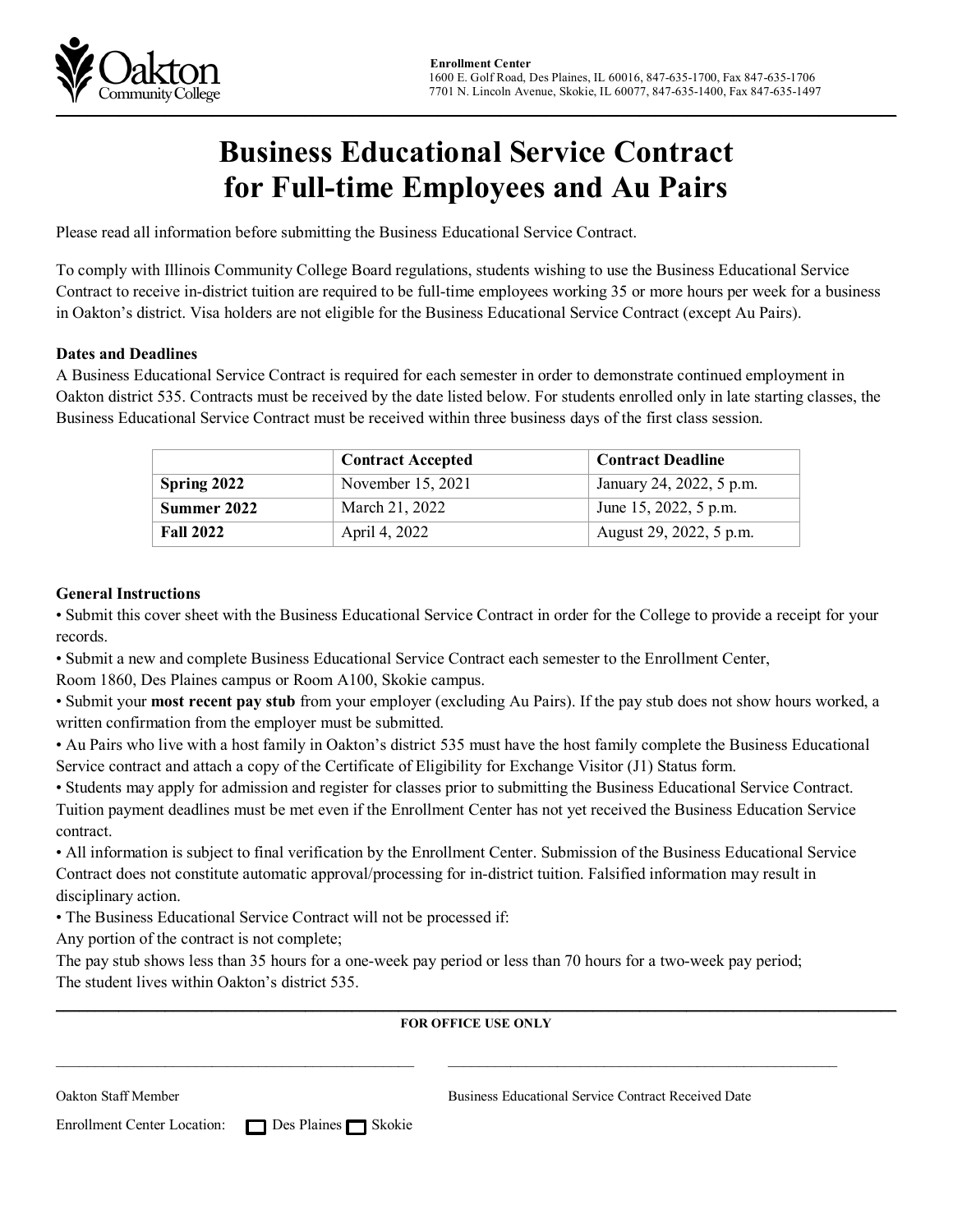**Enrollment Center**
1600 E. Golf Road, Des Plaines, IL 60016, 847-635-1700, Fax 847-635-1706
7701 N. Lincoln Avenue, Skokie, IL 60077, 847-635-1400, Fax 847-635-1497

# Business Educational Service Contract for Full-time Employees and Au Pairs

Please read all information before submitting the Business Educational Service Contract.

To comply with Illinois Community College Board regulations, students wishing to use the Business Educational Service Contract to receive in-district tuition are required to be full-time employees working 35 or more hours per week for a business in Oakton's district. Visa holders are not eligible for the Business Educational Service Contract (except Au Pairs).

**Dates and Deadlines**

A Business Educational Service Contract is required for each semester in order to demonstrate continued employment in Oakton district 535. Contracts must be received by the date listed below. For students enrolled only in late starting classes, the Business Educational Service Contract must be received within three business days of the first class session.

| | Contract Accepted | Contract Deadline |
|---|---|---|
| **Spring 2022** | November 15, 2021 | January 24, 2022, 5 p.m. |
| **Summer 2022** | March 21, 2022 | June 15, 2022, 5 p.m. |
| **Fall 2022** | April 4, 2022 | August 29, 2022, 5 p.m. |

**General Instructions**

- Submit this cover sheet with the Business Educational Service Contract in order for the College to provide a receipt for your records.
- Submit a new and complete Business Educational Service Contract each semester to the Enrollment Center, Room 1860, Des Plaines campus or Room A100, Skokie campus.
- Submit your **most recent pay stub** from your employer (excluding Au Pairs). If the pay stub does not show hours worked, a written confirmation from the employer must be submitted.
- Au Pairs who live with a host family in Oakton's district 535 must have the host family complete the Business Educational Service contract and attach a copy of the Certificate of Eligibility for Exchange Visitor (J1) Status form.
- Students may apply for admission and register for classes prior to submitting the Business Educational Service Contract. Tuition payment deadlines must be met even if the Enrollment Center has not yet received the Business Education Service contract.
- All information is subject to final verification by the Enrollment Center. Submission of the Business Educational Service Contract does not constitute automatic approval/processing for in-district tuition. Falsified information may result in disciplinary action.
- The Business Educational Service Contract will not be processed if:

Any portion of the contract is not complete;
The pay stub shows less than 35 hours for a one-week pay period or less than 70 hours for a two-week pay period;
The student lives within Oakton's district 535.

---

**FOR OFFICE USE ONLY**

\_\_\_\_\_\_\_\_\_\_\_\_\_\_\_\_\_\_\_\_\_\_\_\_\_\_\_\_\_\_\_\_\_\_\_\_\_\_\_\_
Oakton Staff Member

\_\_\_\_\_\_\_\_\_\_\_\_\_\_\_\_\_\_\_\_\_\_\_\_\_\_\_\_\_\_\_\_\_\_\_\_\_\_\_\_
Business Educational Service Contract Received Date

Enrollment Center Location: ☐ Des Plaines ☐ Skokie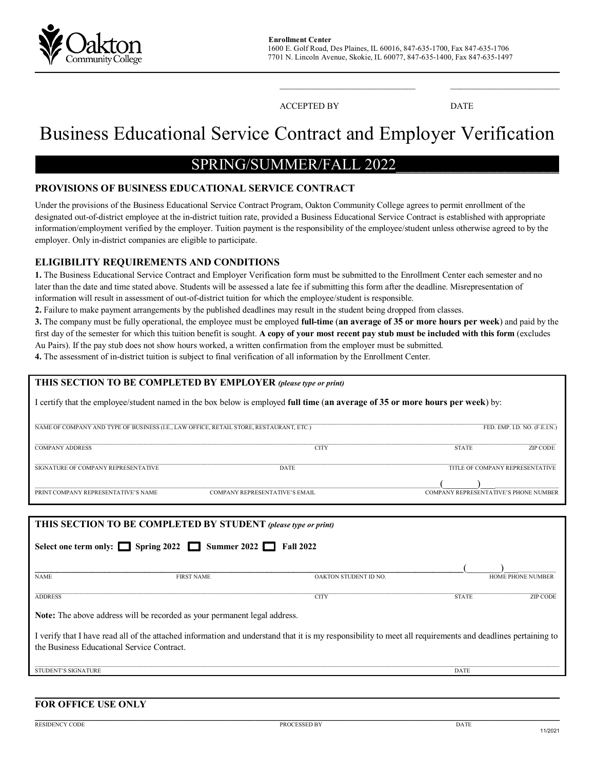Oakton Community College

**Enrollment Center**
1600 E. Golf Road, Des Plaines, IL 60016, 847-635-1700, Fax 847-635-1706
7701 N. Lincoln Avenue, Skokie, IL 60077, 847-635-1400, Fax 847-635-1497

______________________________ ACCEPTED BY

______________________________ DATE

# Business Educational Service Contract and Employer Verification

## SPRING/SUMMER/FALL 2022____________________

### PROVISIONS OF BUSINESS EDUCATIONAL SERVICE CONTRACT

Under the provisions of the Business Educational Service Contract Program, Oakton Community College agrees to permit enrollment of the designated out-of-district employee at the in-district tuition rate, provided a Business Educational Service Contract is established with appropriate information/employment verified by the employer. Tuition payment is the responsibility of the employee/student unless otherwise agreed to by the employer. Only in-district companies are eligible to participate.

### ELIGIBILITY REQUIREMENTS AND CONDITIONS

**1.** The Business Educational Service Contract and Employer Verification form must be submitted to the Enrollment Center each semester and no later than the date and time stated above. Students will be assessed a late fee if submitting this form after the deadline. Misrepresentation of information will result in assessment of out-of-district tuition for which the employee/student is responsible.

**2.** Failure to make payment arrangements by the published deadlines may result in the student being dropped from classes.

**3.** The company must be fully operational, the employee must be employed **full-time** (**an average of 35 or more hours per week**) and paid by the first day of the semester for which this tuition benefit is sought. **A copy of your most recent pay stub must be included with this form** (excludes Au Pairs). If the pay stub does not show hours worked, a written confirmation from the employer must be submitted.

**4.** The assessment of in-district tuition is subject to final verification of all information by the Enrollment Center.

### THIS SECTION TO BE COMPLETED BY EMPLOYER *(please type or print)*

I certify that the employee/student named in the box below is employed **full time** (**an average of 35 or more hours per week**) by:

NAME OF COMPANY AND TYPE OF BUSINESS (I.E., LAW OFFICE, RETAIL STORE, RESTAURANT, ETC.) ______ FED. EMP. I.D. NO. (F.E.I.N.) ______

COMPANY ADDRESS ______ CITY ______ STATE ______ ZIP CODE ______

SIGNATURE OF COMPANY REPRESENTATIVE ______ DATE ______ TITLE OF COMPANY REPRESENTATIVE ______

PRINT COMPANY REPRESENTATIVE'S NAME ______ COMPANY REPRESENTATIVE'S EMAIL ______ (______)______ COMPANY REPRESENTATIVE'S PHONE NUMBER

### THIS SECTION TO BE COMPLETED BY STUDENT *(please type or print)*

**Select one term only:** ☐ **Spring 2022** ☐ **Summer 2022** ☐ **Fall 2022**

NAME ______ FIRST NAME ______ OAKTON STUDENT ID NO. ______ (______)______ HOME PHONE NUMBER

ADDRESS ______ CITY ______ STATE ______ ZIP CODE ______

**Note:** The above address will be recorded as your permanent legal address.

I verify that I have read all of the attached information and understand that it is my responsibility to meet all requirements and deadlines pertaining to the Business Educational Service Contract.

STUDENT'S SIGNATURE ______ DATE ______

### FOR OFFICE USE ONLY

RESIDENCY CODE ______ PROCESSED BY ______ DATE ______

11/2021